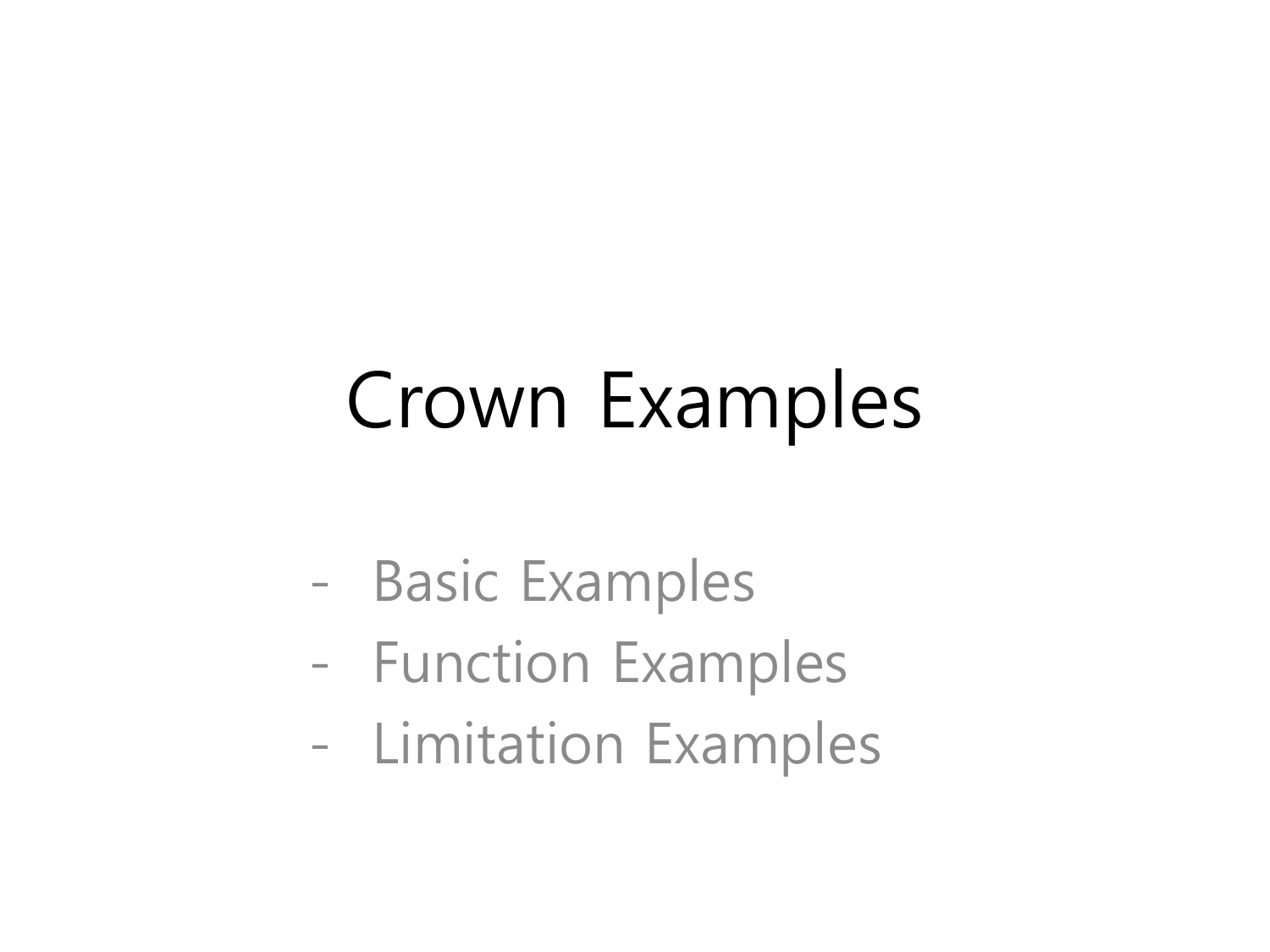# Crown Examples

- Basic Examples
- Function Examples
- Limitation Examples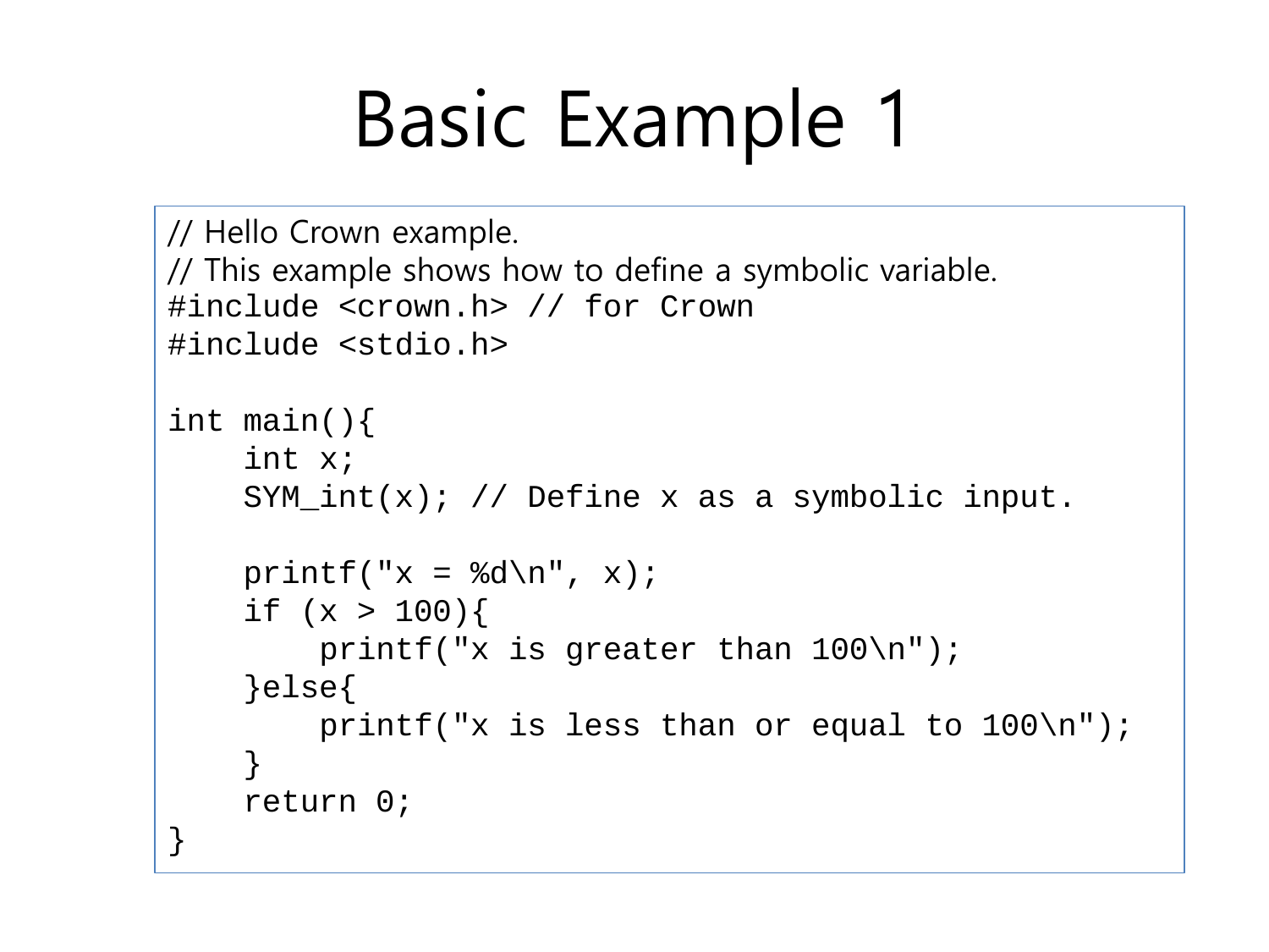# Basic Example 1

```c
// Hello Crown example.
// This example shows how to define a symbolic variable.
#include <crown.h> // for Crown
#include <stdio.h>

int main(){
    int x;
    SYM_int(x); // Define x as a symbolic input.

    printf("x = %d\n", x);
    if (x > 100){
        printf("x is greater than 100\n");
    }else{
        printf("x is less than or equal to 100\n");
    }
    return 0;
}
```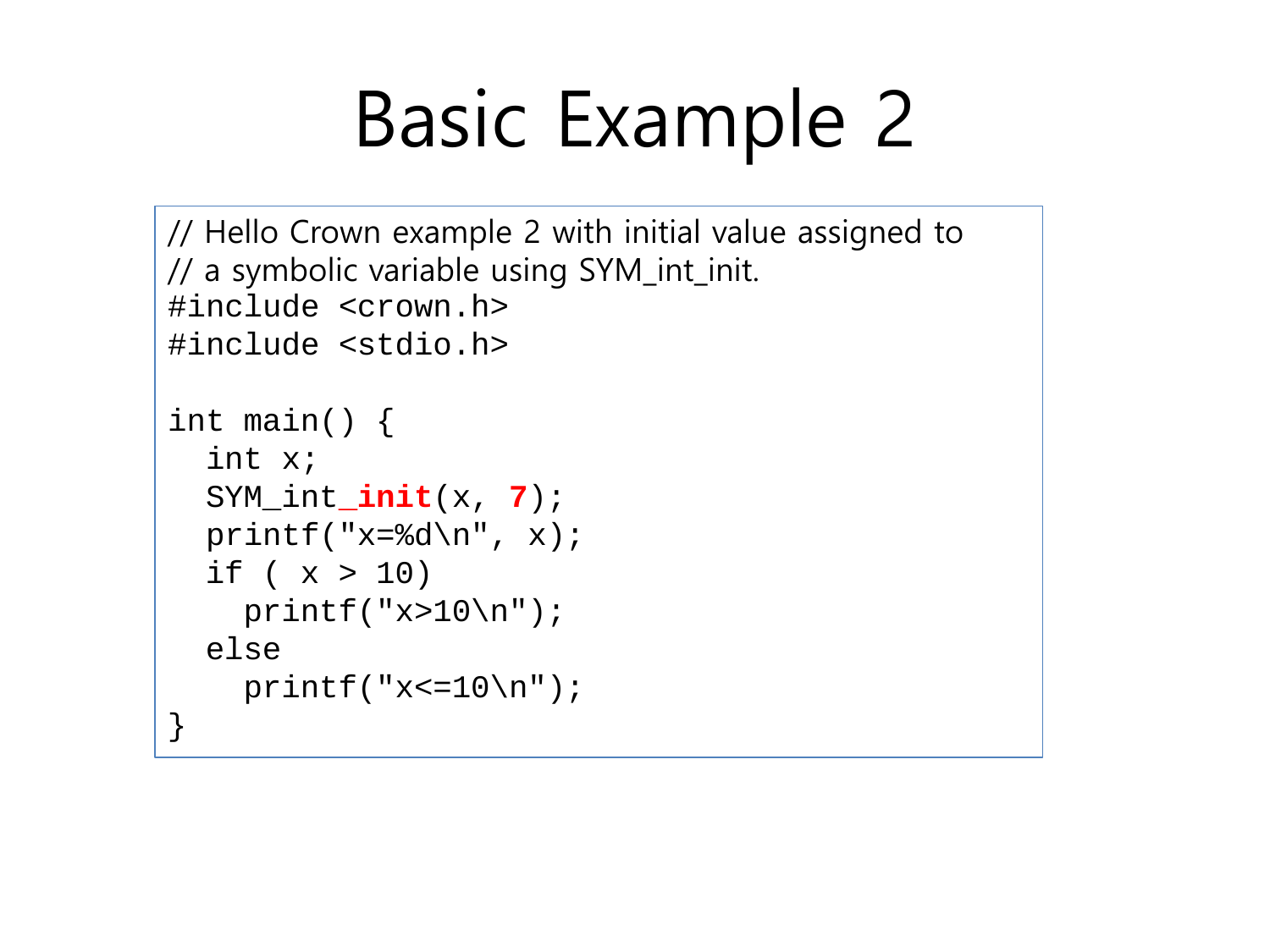# Basic Example 2

```c
// Hello Crown example 2 with initial value assigned to
// a symbolic variable using SYM_int_init.
#include <crown.h>
#include <stdio.h>

int main() {
  int x;
  SYM_int_init(x, 7);
  printf("x=%d\n", x);
  if ( x > 10)
    printf("x>10\n");
  else
    printf("x<=10\n");
}
```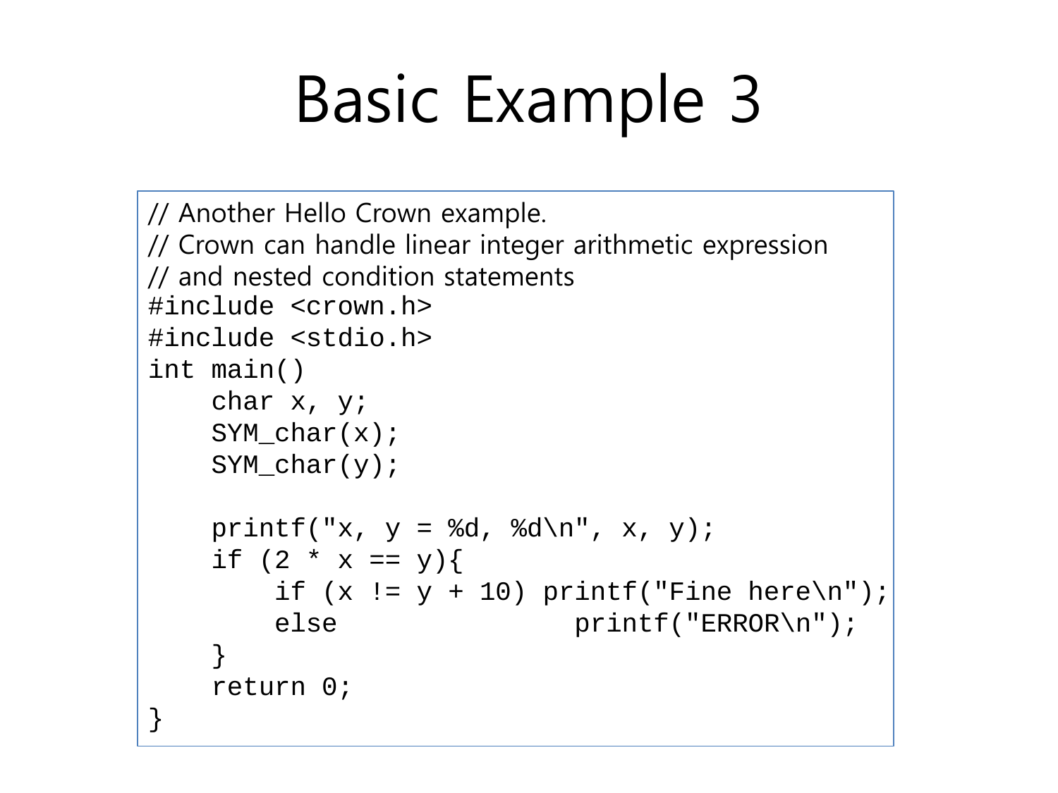# Basic Example 3

```
// Another Hello Crown example.
// Crown can handle linear integer arithmetic expression
// and nested condition statements
#include <crown.h>
#include <stdio.h>
int main()
    char x, y;
    SYM_char(x);
    SYM_char(y);

    printf("x, y = %d, %d\n", x, y);
    if (2 * x == y){
        if (x != y + 10) printf("Fine here\n");
        else               printf("ERROR\n");
    }
    return 0;
}
```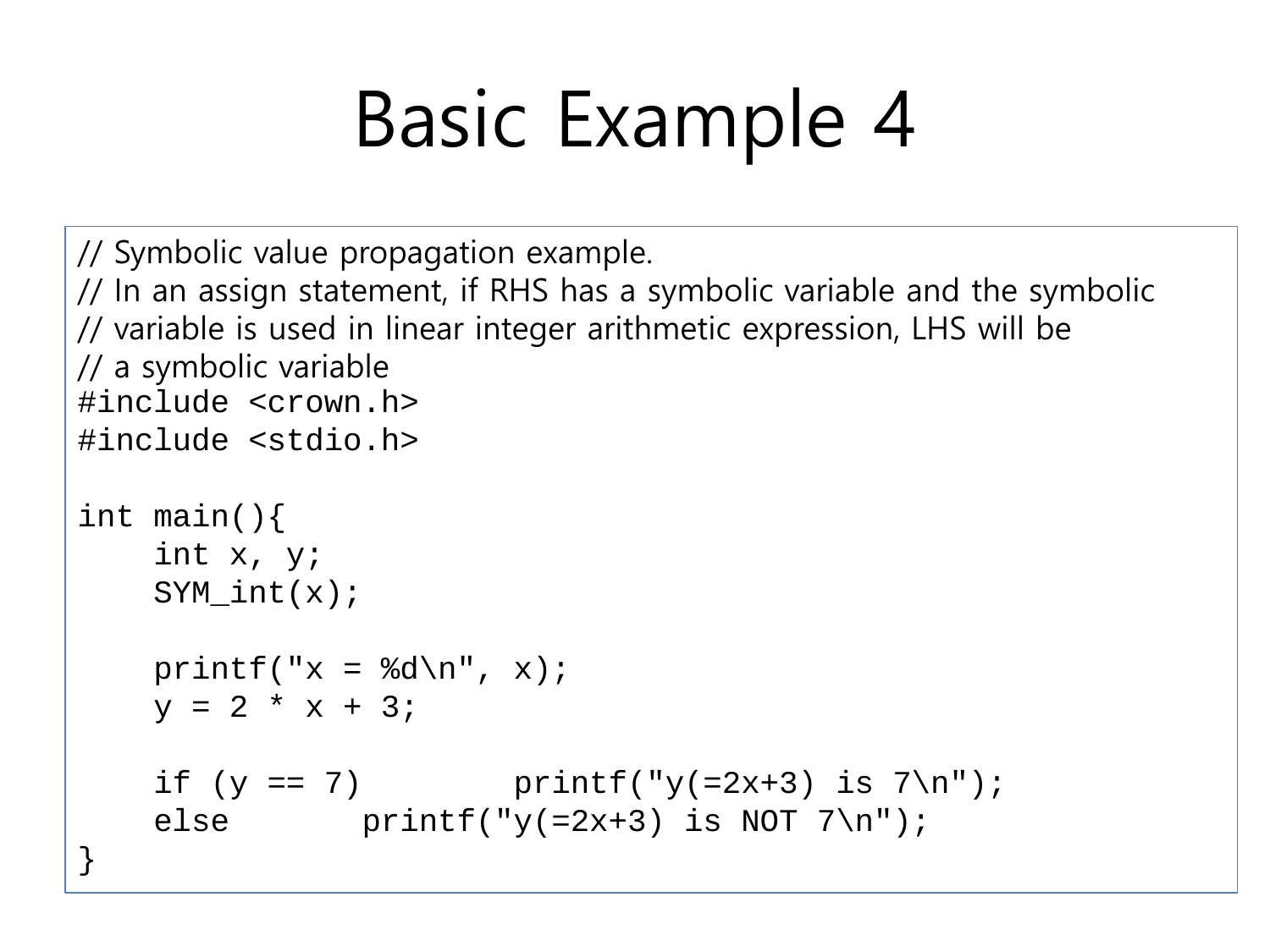# Basic Example 4

```
// Symbolic value propagation example.
// In an assign statement, if RHS has a symbolic variable and the symbolic
// variable is used in linear integer arithmetic expression, LHS will be
// a symbolic variable
#include <crown.h>
#include <stdio.h>

int main(){
    int x, y;
    SYM_int(x);

    printf("x = %d\n", x);
    y = 2 * x + 3;

    if (y == 7)         printf("y(=2x+3) is 7\n");
    else        printf("y(=2x+3) is NOT 7\n");
}
```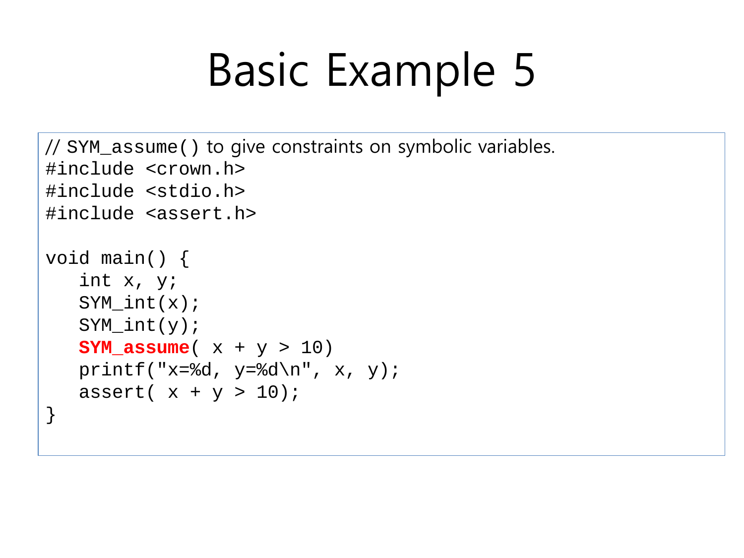# Basic Example 5

```
// SYM_assume() to give constraints on symbolic variables.
#include <crown.h>
#include <stdio.h>
#include <assert.h>

void main() {
   int x, y;
   SYM_int(x);
   SYM_int(y);
   SYM_assume( x + y > 10)
   printf("x=%d, y=%d\n", x, y);
   assert( x + y > 10);
}
```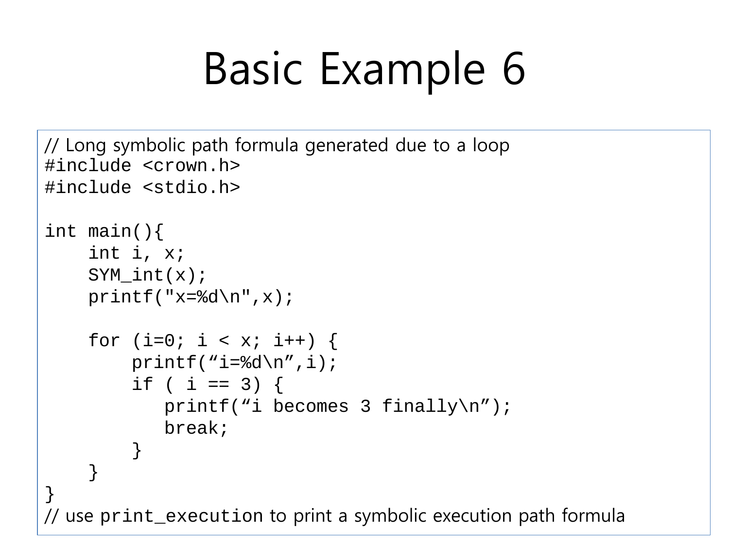# Basic Example 6

```
// Long symbolic path formula generated due to a loop
#include <crown.h>
#include <stdio.h>

int main(){
    int i, x;
    SYM_int(x);
    printf("x=%d\n",x);

    for (i=0; i < x; i++) {
        printf(“i=%d\n”,i);
        if ( i == 3) {
           printf(“i becomes 3 finally\n”);
           break;
        }
    }
}
// use print_execution to print a symbolic execution path formula
```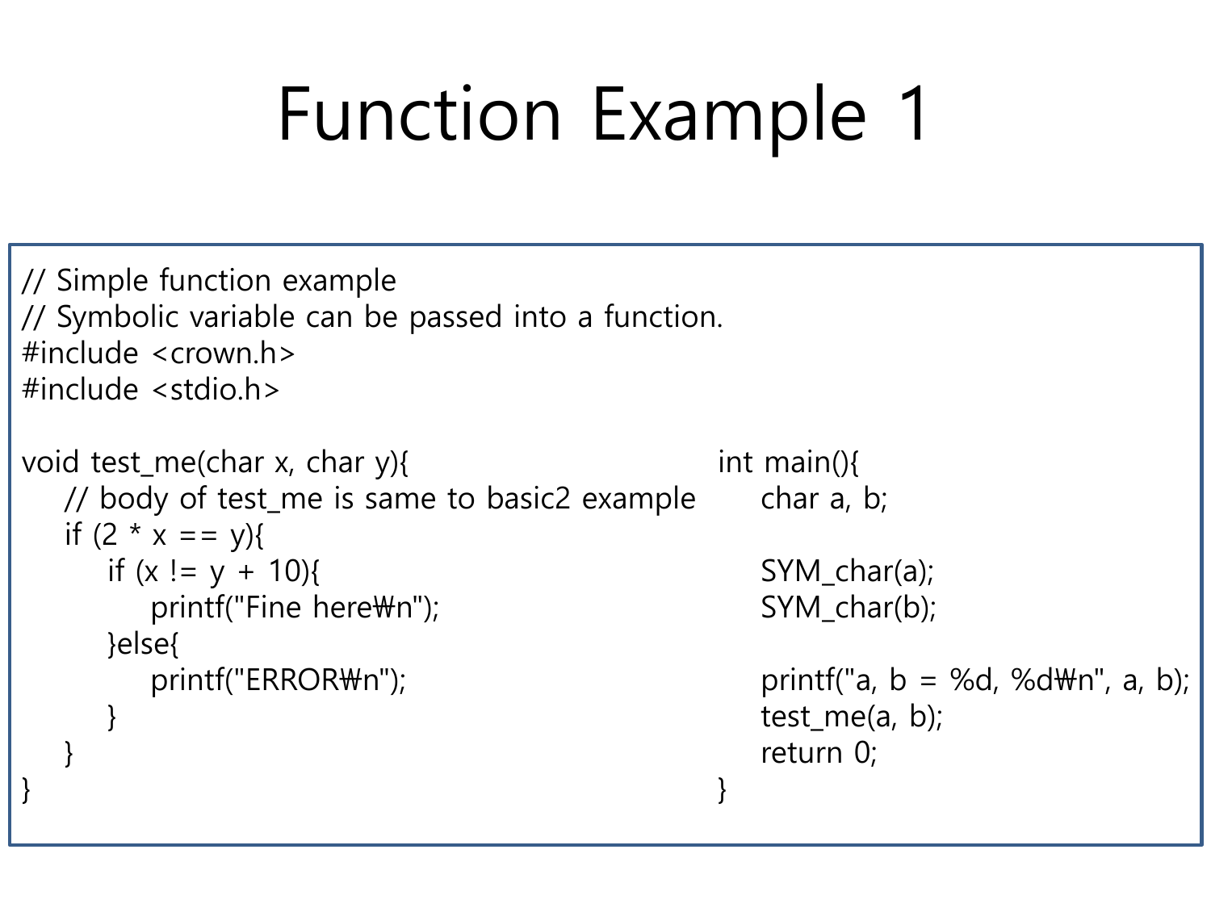# Function Example 1

```
// Simple function example
// Symbolic variable can be passed into a function.
#include <crown.h>
#include <stdio.h>

void test_me(char x, char y){
    // body of test_me is same to basic2 example
    if (2 * x == y){
        if (x != y + 10){
            printf("Fine here₩n");
        }else{
            printf("ERROR₩n");
        }
    }
}
```

```
int main(){
    char a, b;

    SYM_char(a);
    SYM_char(b);

    printf("a, b = %d, %d₩n", a, b);
    test_me(a, b);
    return 0;
}
```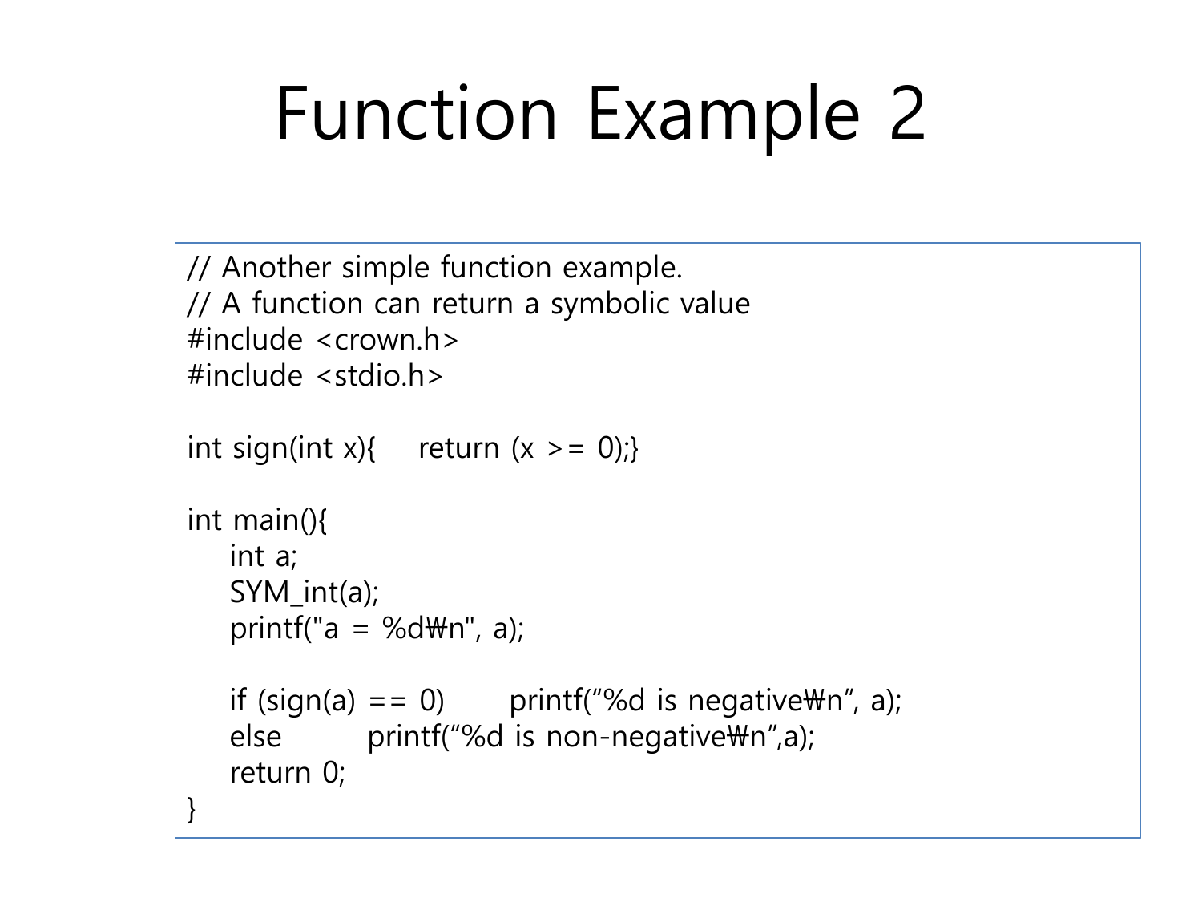# Function Example 2

```
// Another simple function example.
// A function can return a symbolic value
#include <crown.h>
#include <stdio.h>

int sign(int x){     return (x >= 0);}

int main(){
     int a;
     SYM_int(a);
     printf("a = %d₩n", a);

     if (sign(a) == 0)       printf("%d is negative₩n", a);
     else          printf("%d is non-negative₩n",a);
     return 0;
}
```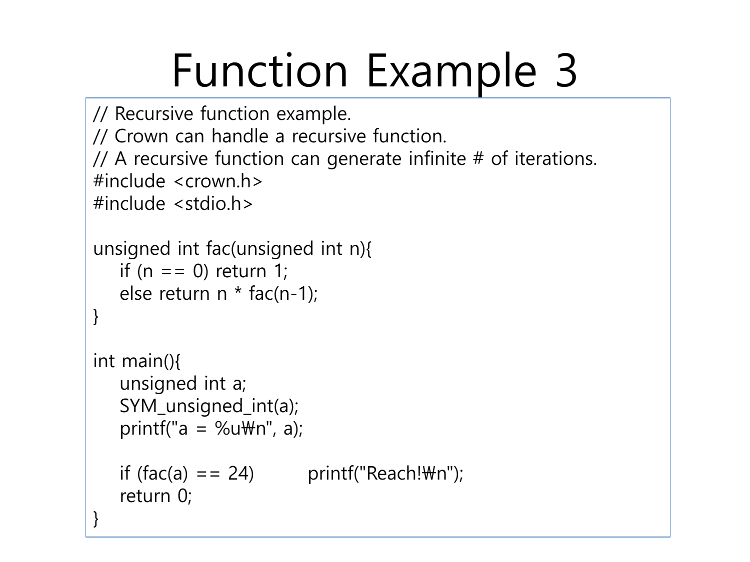# Function Example 3

```
// Recursive function example.
// Crown can handle a recursive function.
// A recursive function can generate infinite # of iterations.
#include <crown.h>
#include <stdio.h>

unsigned int fac(unsigned int n){
    if (n == 0) return 1;
    else return n * fac(n-1);
}

int main(){
    unsigned int a;
    SYM_unsigned_int(a);
    printf("a = %u₩n", a);

    if (fac(a) == 24)        printf("Reach!₩n");
    return 0;
}
```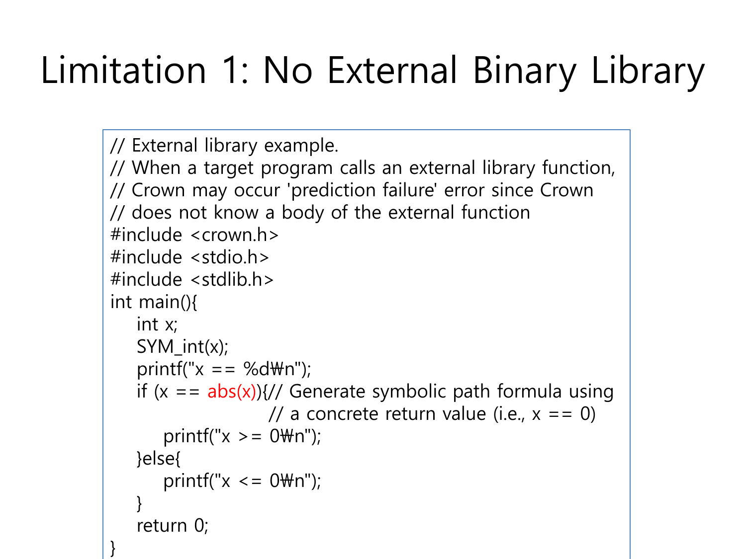# Limitation 1: No External Binary Library

```
// External library example.
// When a target program calls an external library function,
// Crown may occur 'prediction failure' error since Crown
// does not know a body of the external function
#include <crown.h>
#include <stdio.h>
#include <stdlib.h>
int main(){
    int x;
    SYM_int(x);
    printf("x == %d₩n");
    if (x == abs(x)){// Generate symbolic path formula using
                     // a concrete return value (i.e., x == 0)
        printf("x >= 0₩n");
    }else{
        printf("x <= 0₩n");
    }
    return 0;
}
```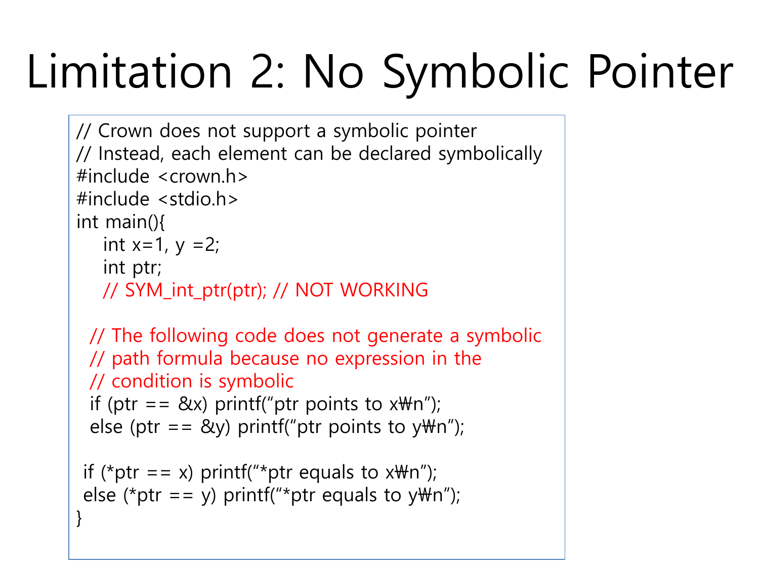# Limitation 2: No Symbolic Pointer

```
// Crown does not support a symbolic pointer
// Instead, each element can be declared symbolically
#include <crown.h>
#include <stdio.h>
int main(){
    int x=1, y =2;
    int ptr;
    // SYM_int_ptr(ptr); // NOT WORKING

  // The following code does not generate a symbolic
  // path formula because no expression in the
  // condition is symbolic
  if (ptr == &x) printf("ptr points to x₩n");
  else (ptr == &y) printf("ptr points to y₩n");

 if (*ptr == x) printf("*ptr equals to x₩n");
 else (*ptr == y) printf("*ptr equals to y₩n");
}
```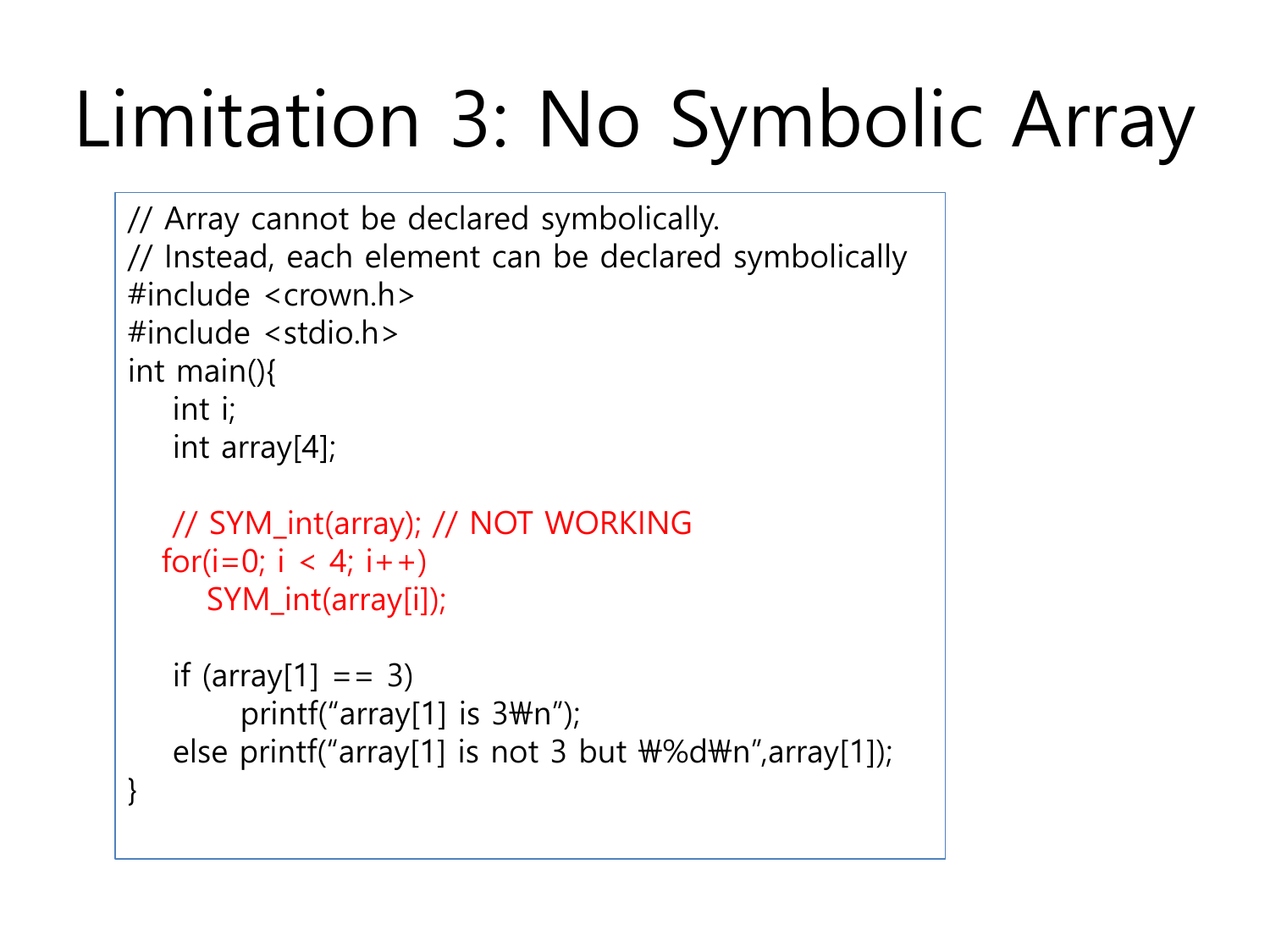# Limitation 3: No Symbolic Array

```
// Array cannot be declared symbolically.
// Instead, each element can be declared symbolically
#include <crown.h>
#include <stdio.h>
int main(){
    int i;
    int array[4];

    // SYM_int(array); // NOT WORKING
   for(i=0; i < 4; i++)
       SYM_int(array[i]);

    if (array[1] == 3)
          printf("array[1] is 3₩n");
    else printf("array[1] is not 3 but ₩%d₩n",array[1]);
}
```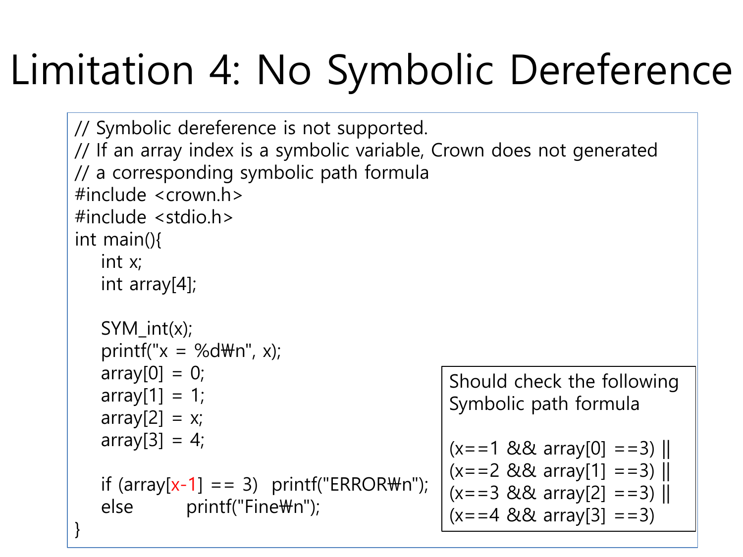# Limitation 4: No Symbolic Dereference

```c
// Symbolic dereference is not supported.
// If an array index is a symbolic variable, Crown does not generated
// a corresponding symbolic path formula
#include <crown.h>
#include <stdio.h>
int main(){
    int x;
    int array[4];

    SYM_int(x);
    printf("x = %d₩n", x);
    array[0] = 0;
    array[1] = 1;
    array[2] = x;
    array[3] = 4;

    if (array[x-1] == 3)  printf("ERROR₩n");
    else        printf("Fine₩n");
}
```

Should check the following Symbolic path formula

```
(x==1 && array[0] ==3) ||
(x==2 && array[1] ==3) ||
(x==3 && array[2] ==3) ||
(x==4 && array[3] ==3)
```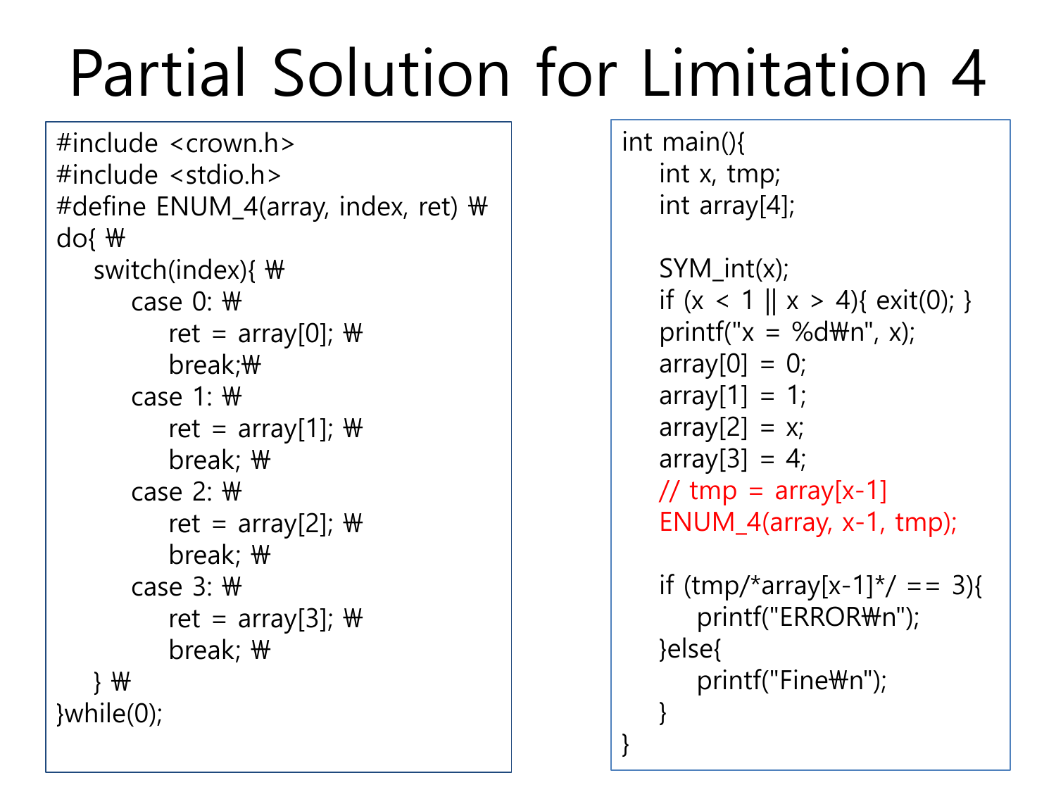# Partial Solution for Limitation 4

```c
#include <crown.h>
#include <stdio.h>
#define ENUM_4(array, index, ret) ₩
do{ ₩
    switch(index){ ₩
        case 0: ₩
            ret = array[0]; ₩
            break;₩
        case 1: ₩
            ret = array[1]; ₩
            break; ₩
        case 2: ₩
            ret = array[2]; ₩
            break; ₩
        case 3: ₩
            ret = array[3]; ₩
            break; ₩
    } ₩
}while(0);
```

```c
int main(){
    int x, tmp;
    int array[4];

    SYM_int(x);
    if (x < 1 || x > 4){ exit(0); }
    printf("x = %d₩n", x);
    array[0] = 0;
    array[1] = 1;
    array[2] = x;
    array[3] = 4;
    // tmp = array[x-1]
    ENUM_4(array, x-1, tmp);

    if (tmp/*array[x-1]*/ == 3){
        printf("ERROR₩n");
    }else{
        printf("Fine₩n");
    }
}
```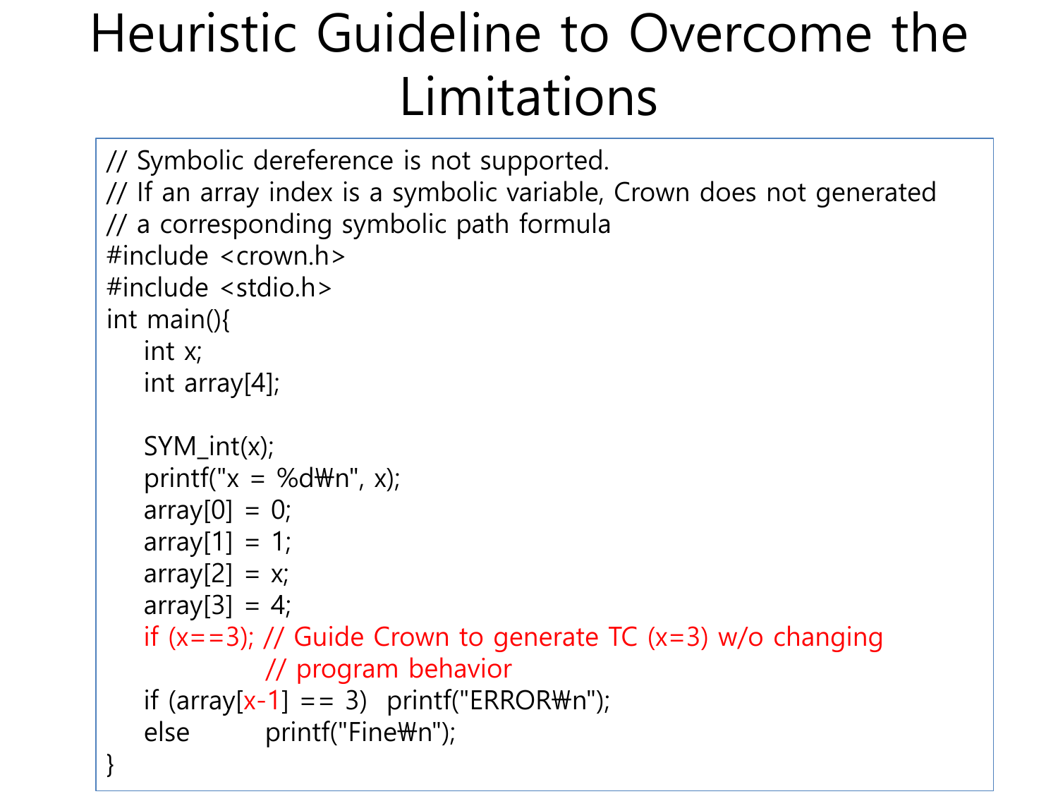# Heuristic Guideline to Overcome the Limitations

```
// Symbolic dereference is not supported.
// If an array index is a symbolic variable, Crown does not generated
// a corresponding symbolic path formula
#include <crown.h>
#include <stdio.h>
int main(){
    int x;
    int array[4];

    SYM_int(x);
    printf("x = %d₩n", x);
    array[0] = 0;
    array[1] = 1;
    array[2] = x;
    array[3] = 4;
    if (x==3); // Guide Crown to generate TC (x=3) w/o changing
               // program behavior
    if (array[x-1] == 3)  printf("ERROR₩n");
    else        printf("Fine₩n");
}
```